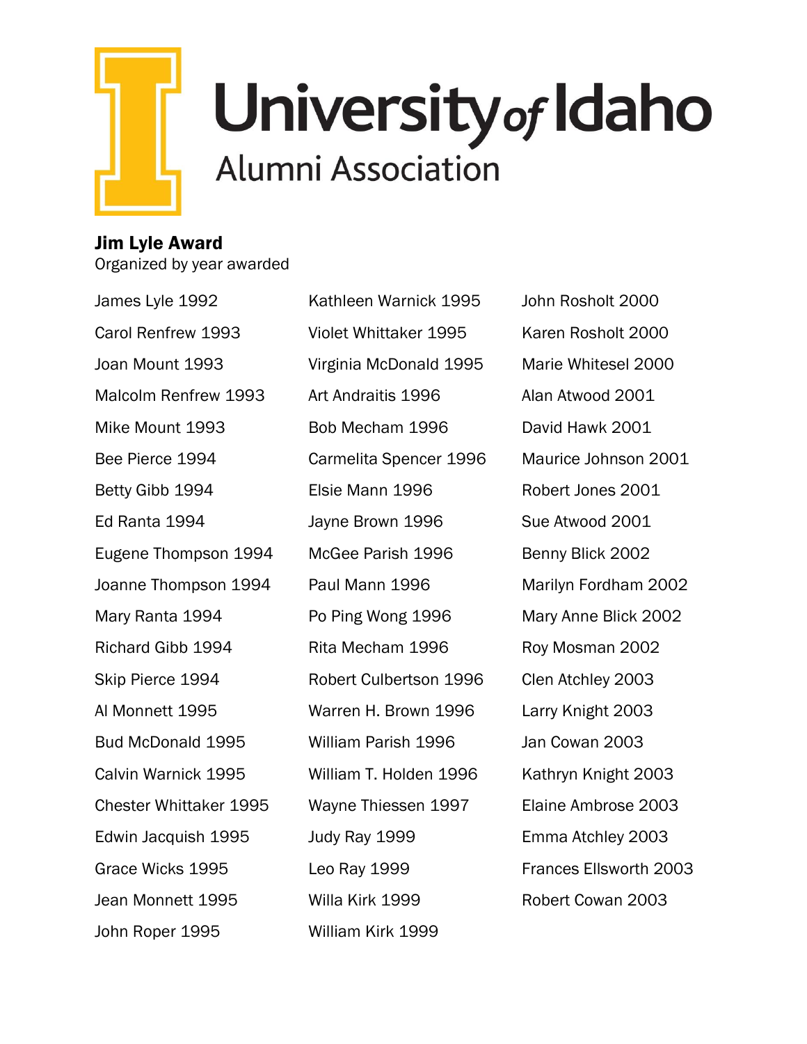University of Idaho
Alumni Association

**Jim Lyle Award**
Organized by year awarded

James Lyle 1992
Carol Renfrew 1993
Joan Mount 1993
Malcolm Renfrew 1993
Mike Mount 1993
Bee Pierce 1994
Betty Gibb 1994
Ed Ranta 1994
Eugene Thompson 1994
Joanne Thompson 1994
Mary Ranta 1994
Richard Gibb 1994
Skip Pierce 1994
Al Monnett 1995
Bud McDonald 1995
Calvin Warnick 1995
Chester Whittaker 1995
Edwin Jacquish 1995
Grace Wicks 1995
Jean Monnett 1995
John Roper 1995
Kathleen Warnick 1995
Violet Whittaker 1995
Virginia McDonald 1995
Art Andraitis 1996
Bob Mecham 1996
Carmelita Spencer 1996
Elsie Mann 1996
Jayne Brown 1996
McGee Parish 1996
Paul Mann 1996
Po Ping Wong 1996
Rita Mecham 1996
Robert Culbertson 1996
Warren H. Brown 1996
William Parish 1996
William T. Holden 1996
Wayne Thiessen 1997
Judy Ray 1999
Leo Ray 1999
Willa Kirk 1999
William Kirk 1999
John Rosholt 2000
Karen Rosholt 2000
Marie Whitesel 2000
Alan Atwood 2001
David Hawk 2001
Maurice Johnson 2001
Robert Jones 2001
Sue Atwood 2001
Benny Blick 2002
Marilyn Fordham 2002
Mary Anne Blick 2002
Roy Mosman 2002
Clen Atchley 2003
Larry Knight 2003
Jan Cowan 2003
Kathryn Knight 2003
Elaine Ambrose 2003
Emma Atchley 2003
Frances Ellsworth 2003
Robert Cowan 2003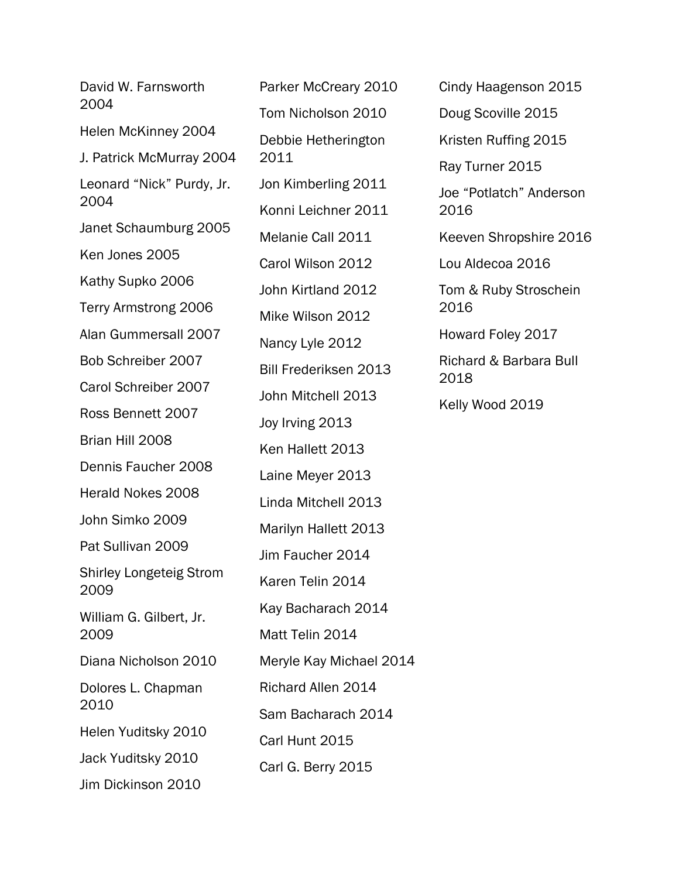David W. Farnsworth 2004

Helen McKinney 2004

J. Patrick McMurray 2004

Leonard “Nick” Purdy, Jr. 2004

Janet Schaumburg 2005

Ken Jones 2005

Kathy Supko 2006

Terry Armstrong 2006

Alan Gummersall 2007

Bob Schreiber 2007

Carol Schreiber 2007

Ross Bennett 2007

Brian Hill 2008

Dennis Faucher 2008

Herald Nokes 2008

John Simko 2009

Pat Sullivan 2009

Shirley Longeteig Strom 2009

William G. Gilbert, Jr. 2009

Diana Nicholson 2010

Dolores L. Chapman 2010

Helen Yuditsky 2010

Jack Yuditsky 2010

Jim Dickinson 2010

Parker McCreary 2010

Tom Nicholson 2010

Debbie Hetherington 2011

Jon Kimberling 2011

Konni Leichner 2011

Melanie Call 2011

Carol Wilson 2012

John Kirtland 2012

Mike Wilson 2012

Nancy Lyle 2012

Bill Frederiksen 2013

John Mitchell 2013

Joy Irving 2013

Ken Hallett 2013

Laine Meyer 2013

Linda Mitchell 2013

Marilyn Hallett 2013

Jim Faucher 2014

Karen Telin 2014

Kay Bacharach 2014

Matt Telin 2014

Meryle Kay Michael 2014

Richard Allen 2014

Sam Bacharach 2014

Carl Hunt 2015

Carl G. Berry 2015

Cindy Haagenson 2015

Doug Scoville 2015

Kristen Ruffing 2015

Ray Turner 2015

Joe “Potlatch” Anderson 2016

Keeven Shropshire 2016

Lou Aldecoa 2016

Tom & Ruby Stroschein 2016

Howard Foley 2017

Richard & Barbara Bull 2018

Kelly Wood 2019